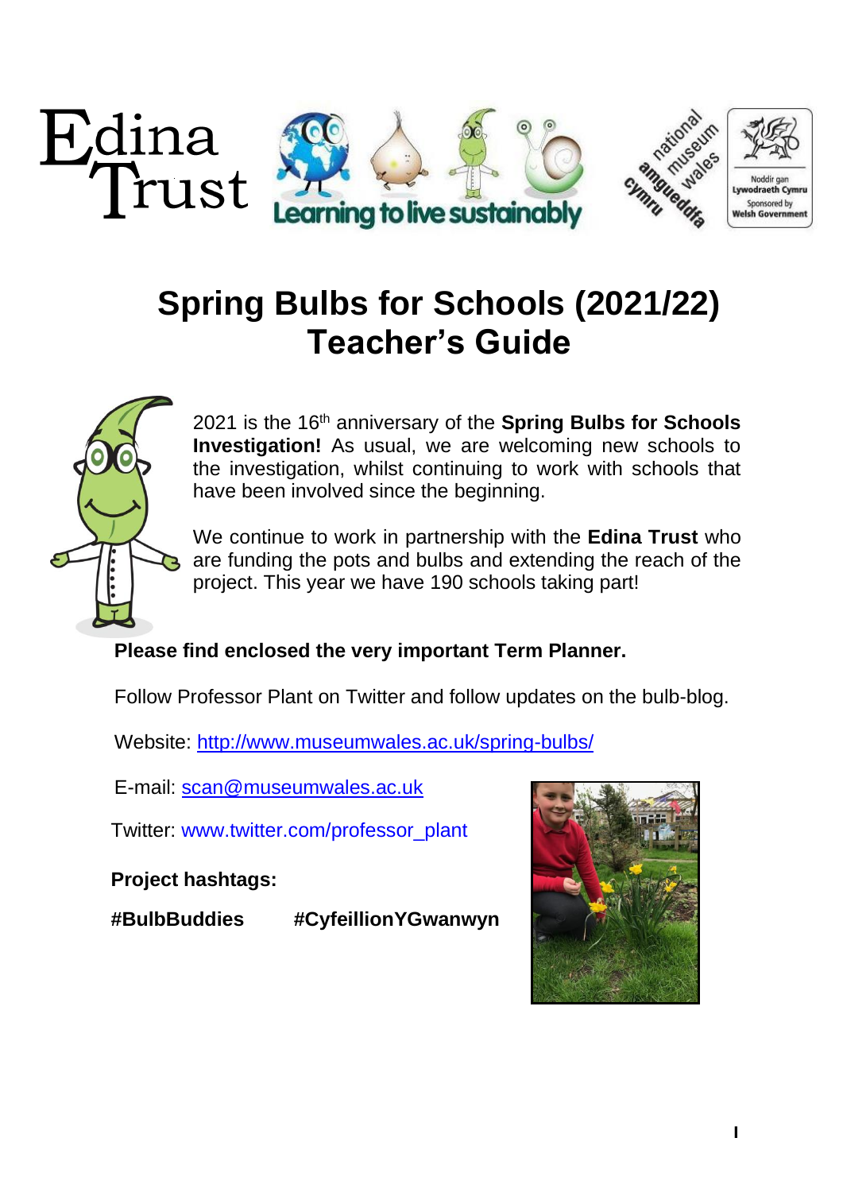# Spring Bulbs for Schools (2021/22) Teacher's Guide

2021 is the 16th anniversary of the **Spring Bulbs for Schools Investigation!** As usual, we are welcoming new schools to the investigation, whilst continuing to work with schools that have been involved since the beginning.

We continue to work in partnership with the **Edina Trust** who are funding the pots and bulbs and extending the reach of the project. This year we have 190 schools taking part!

**Please find enclosed the very important Term Planner.**

Follow Professor Plant on Twitter and follow updates on the bulb-blog.

Website: http://www.museumwales.ac.uk/spring-bulbs/

E-mail: scan@museumwales.ac.uk

Twitter: www.twitter.com/professor_plant

**Project hashtags:**

**#BulbBuddies** **#CyfeillionYGwanwyn**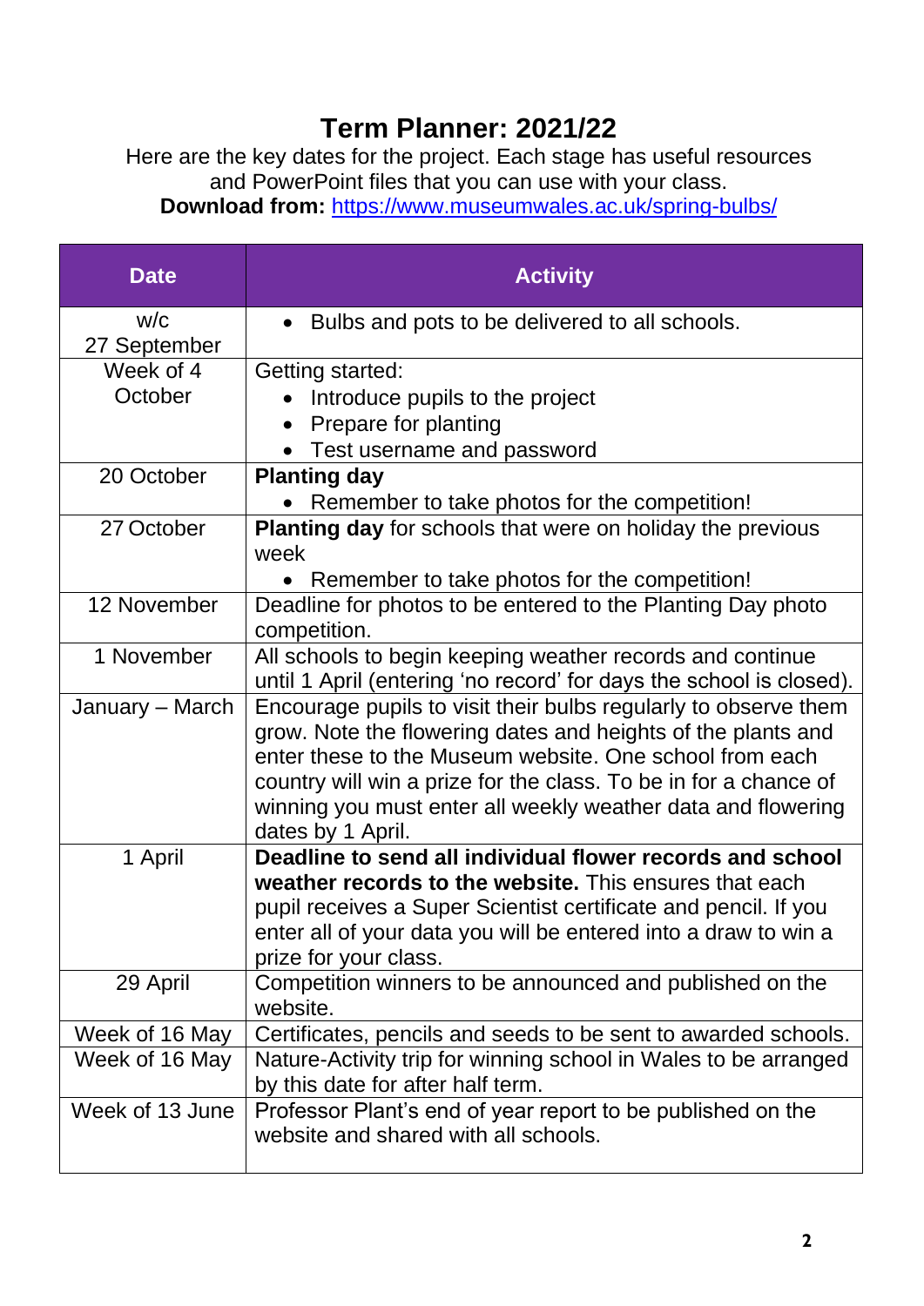# Term Planner: 2021/22

Here are the key dates for the project. Each stage has useful resources and PowerPoint files that you can use with your class.
**Download from:** https://www.museumwales.ac.uk/spring-bulbs/

| Date | Activity |
|---|---|
| w/c 27 September | • Bulbs and pots to be delivered to all schools. |
| Week of 4 October | Getting started:<br>• Introduce pupils to the project<br>• Prepare for planting<br>• Test username and password |
| 20 October | **Planting day**<br>• Remember to take photos for the competition! |
| 27 October | **Planting day** for schools that were on holiday the previous week<br>• Remember to take photos for the competition! |
| 12 November | Deadline for photos to be entered to the Planting Day photo competition. |
| 1 November | All schools to begin keeping weather records and continue until 1 April (entering 'no record' for days the school is closed). |
| January – March | Encourage pupils to visit their bulbs regularly to observe them grow. Note the flowering dates and heights of the plants and enter these to the Museum website. One school from each country will win a prize for the class. To be in for a chance of winning you must enter all weekly weather data and flowering dates by 1 April. |
| 1 April | **Deadline to send all individual flower records and school weather records to the website.** This ensures that each pupil receives a Super Scientist certificate and pencil. If you enter all of your data you will be entered into a draw to win a prize for your class. |
| 29 April | Competition winners to be announced and published on the website. |
| Week of 16 May | Certificates, pencils and seeds to be sent to awarded schools. |
| Week of 16 May | Nature-Activity trip for winning school in Wales to be arranged by this date for after half term. |
| Week of 13 June | Professor Plant's end of year report to be published on the website and shared with all schools. |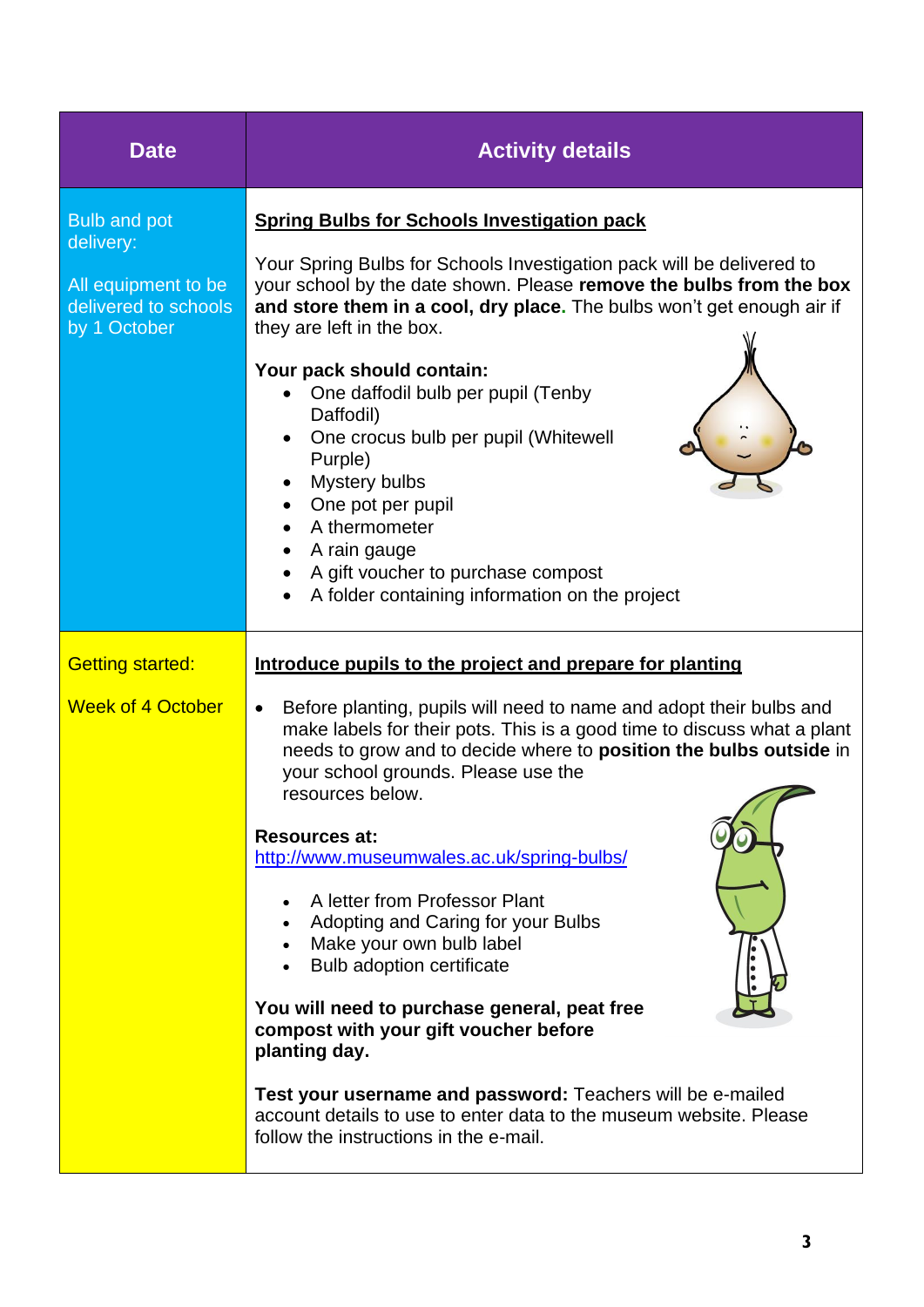| Date | Activity details |
|---|---|
| Bulb and pot delivery:<br><br>All equipment to be delivered to schools by 1 October | **<u>Spring Bulbs for Schools Investigation pack</u>**<br><br>Your Spring Bulbs for Schools Investigation pack will be delivered to your school by the date shown. Please **remove the bulbs from the box and store them in a cool, dry place.** The bulbs won't get enough air if they are left in the box.<br><br>**Your pack should contain:**<br>• One daffodil bulb per pupil (Tenby Daffodil)<br>• One crocus bulb per pupil (Whitewell Purple)<br>• Mystery bulbs<br>• One pot per pupil<br>• A thermometer<br>• A rain gauge<br>• A gift voucher to purchase compost<br>• A folder containing information on the project |
| Getting started:<br><br>Week of 4 October | **<u>Introduce pupils to the project and prepare for planting</u>**<br><br>• Before planting, pupils will need to name and adopt their bulbs and make labels for their pots. This is a good time to discuss what a plant needs to grow and to decide where to **position the bulbs outside** in your school grounds. Please use the resources below.<br><br>**Resources at:**<br>http://www.museumwales.ac.uk/spring-bulbs/<br><br>• A letter from Professor Plant<br>• Adopting and Caring for your Bulbs<br>• Make your own bulb label<br>• Bulb adoption certificate<br><br>**You will need to purchase general, peat free compost with your gift voucher before planting day.**<br><br>**Test your username and password:** Teachers will be e-mailed account details to use to enter data to the museum website. Please follow the instructions in the e-mail. |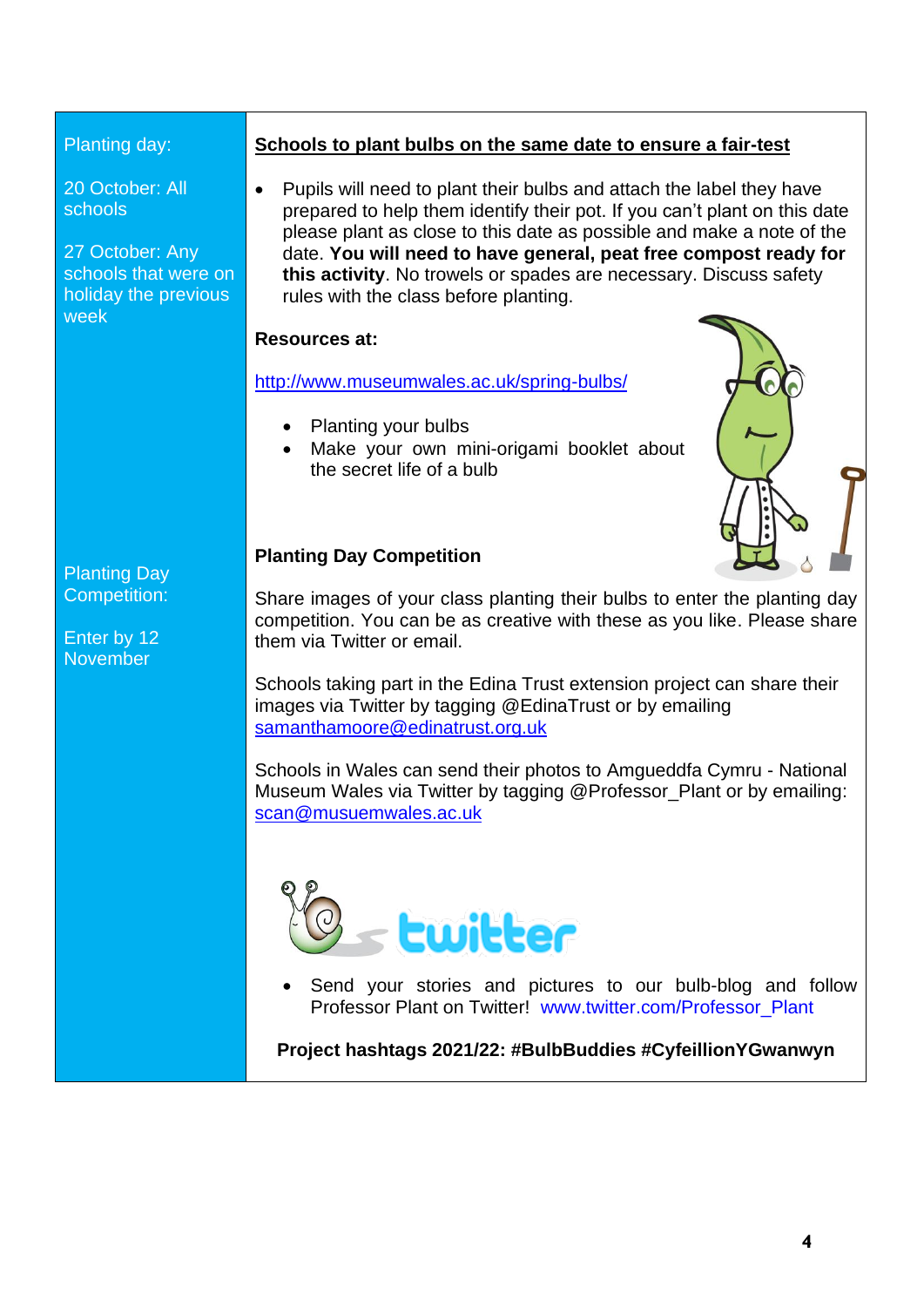| | |
|---|---|
| Planting day:<br><br>20 October: All schools<br><br>27 October: Any schools that were on holiday the previous week | **Schools to plant bulbs on the same date to ensure a fair-test**<br><br>• Pupils will need to plant their bulbs and attach the label they have prepared to help them identify their pot. If you can't plant on this date please plant as close to this date as possible and make a note of the date. **You will need to have general, peat free compost ready for this activity**. No trowels or spades are necessary. Discuss safety rules with the class before planting.<br><br>**Resources at:**<br><br>http://www.museumwales.ac.uk/spring-bulbs/<br><br>• Planting your bulbs<br>• Make your own mini-origami booklet about the secret life of a bulb |
| Planting Day Competition:<br><br>Enter by 12 November | **Planting Day Competition**<br><br>Share images of your class planting their bulbs to enter the planting day competition. You can be as creative with these as you like. Please share them via Twitter or email.<br><br>Schools taking part in the Edina Trust extension project can share their images via Twitter by tagging @EdinaTrust or by emailing samanthamoore@edinatrust.org.uk<br><br>Schools in Wales can send their photos to Amgueddfa Cymru - National Museum Wales via Twitter by tagging @Professor_Plant or by emailing: scan@musuemwales.ac.uk<br><br>twitter<br><br>• Send your stories and pictures to our bulb-blog and follow Professor Plant on Twitter! www.twitter.com/Professor_Plant<br><br>**Project hashtags 2021/22: #BulbBuddies #CyfeillionYGwanwyn** |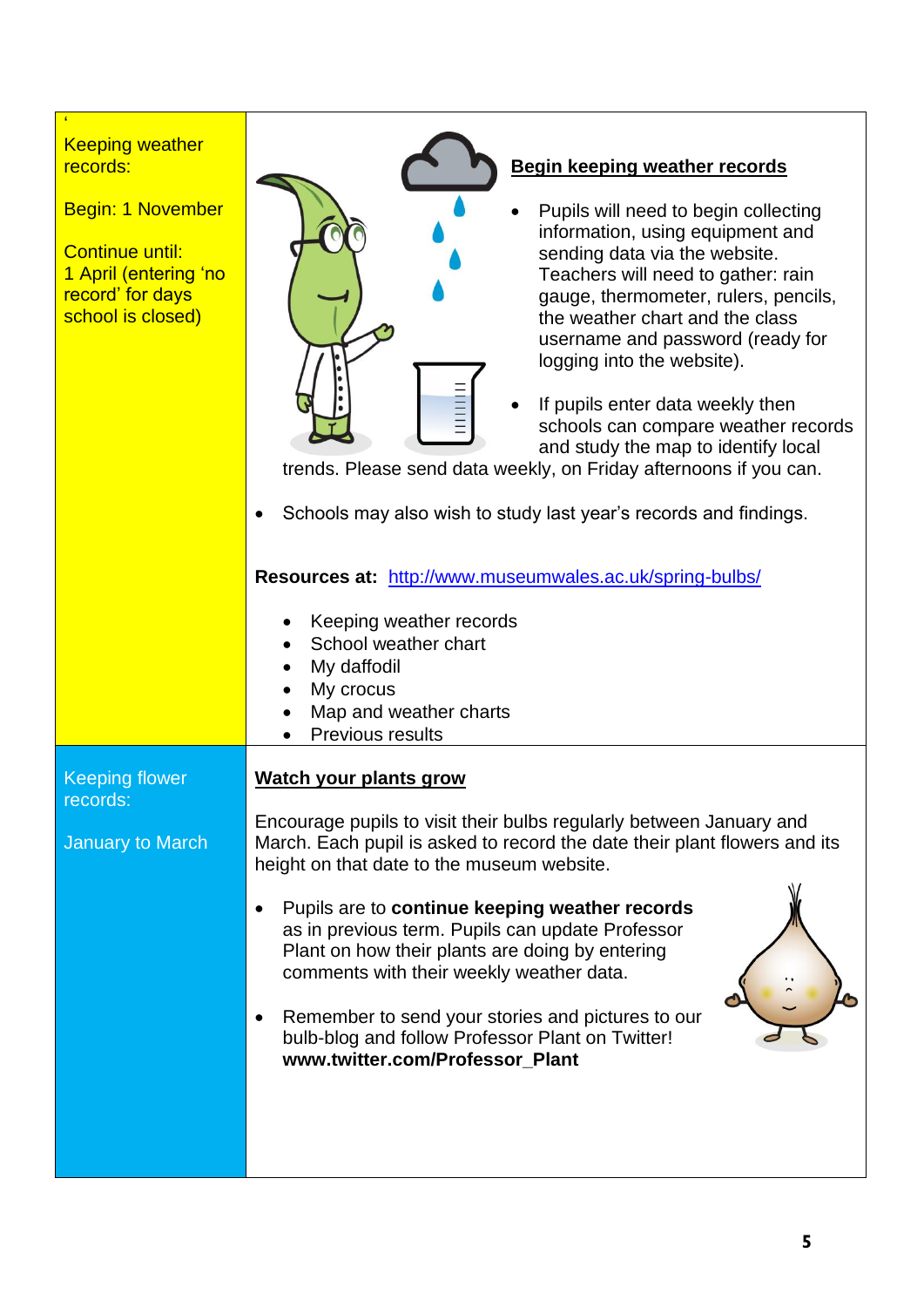| | |
|---|---|
| Keeping weather records:<br><br>Begin: 1 November<br><br>Continue until:<br>1 April (entering 'no record' for days school is closed) | **Begin keeping weather records**<br><br>• Pupils will need to begin collecting information, using equipment and sending data via the website. Teachers will need to gather: rain gauge, thermometer, rulers, pencils, the weather chart and the class username and password (ready for logging into the website).<br><br>• If pupils enter data weekly then schools can compare weather records and study the map to identify local trends. Please send data weekly, on Friday afternoons if you can.<br><br>• Schools may also wish to study last year's records and findings.<br><br>**Resources at:** http://www.museumwales.ac.uk/spring-bulbs/<br><br>• Keeping weather records<br>• School weather chart<br>• My daffodil<br>• My crocus<br>• Map and weather charts<br>• Previous results |
| Keeping flower records:<br><br>January to March | **Watch your plants grow**<br><br>Encourage pupils to visit their bulbs regularly between January and March. Each pupil is asked to record the date their plant flowers and its height on that date to the museum website.<br><br>• Pupils are to **continue keeping weather records** as in previous term. Pupils can update Professor Plant on how their plants are doing by entering comments with their weekly weather data.<br><br>• Remember to send your stories and pictures to our bulb-blog and follow Professor Plant on Twitter! **www.twitter.com/Professor_Plant** |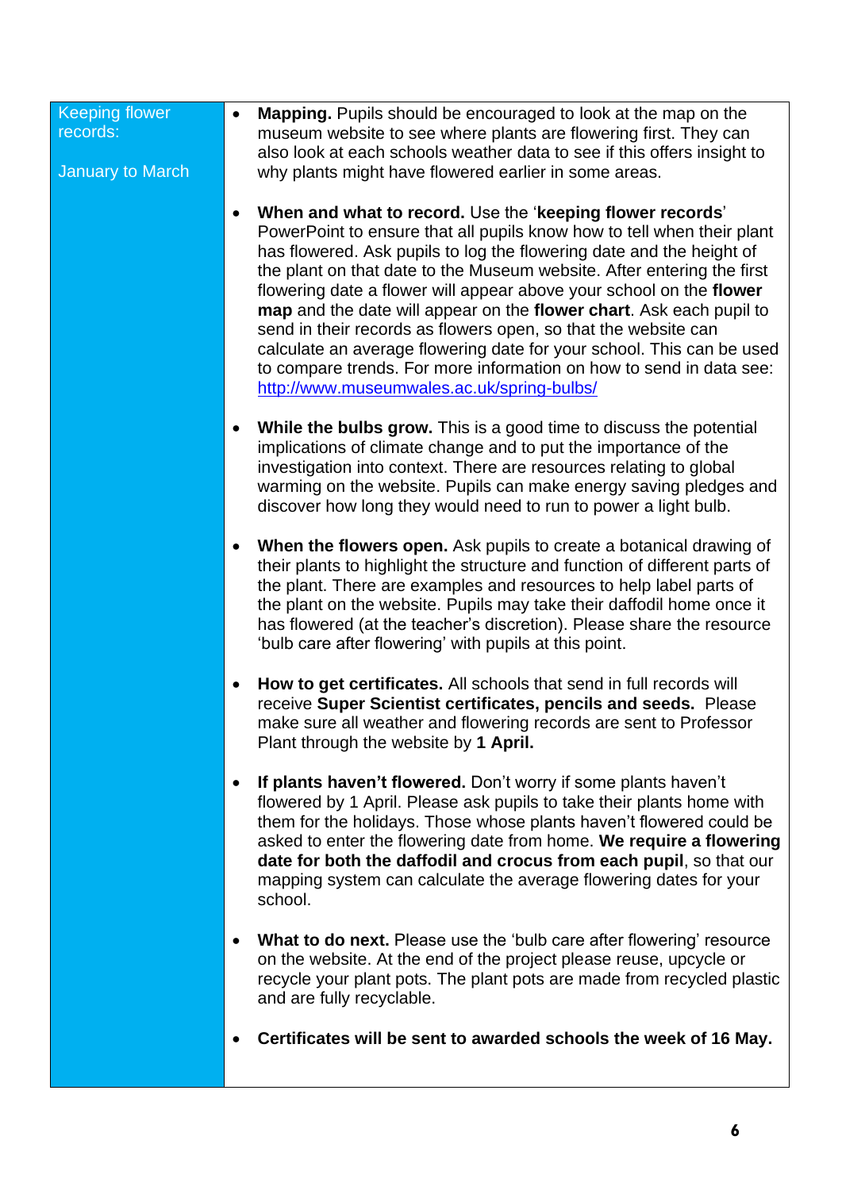| Keeping flower records: January to March | <ul><li>**Mapping.** Pupils should be encouraged to look at the map on the museum website to see where plants are flowering first. They can also look at each schools weather data to see if this offers insight to why plants might have flowered earlier in some areas.</li><li>**When and what to record.** Use the '**keeping flower records**' PowerPoint to ensure that all pupils know how to tell when their plant has flowered. Ask pupils to log the flowering date and the height of the plant on that date to the Museum website. After entering the first flowering date a flower will appear above your school on the **flower map** and the date will appear on the **flower chart**. Ask each pupil to send in their records as flowers open, so that the website can calculate an average flowering date for your school. This can be used to compare trends. For more information on how to send in data see: [http://www.museumwales.ac.uk/spring-bulbs/](http://www.museumwales.ac.uk/spring-bulbs/)</li><li>**While the bulbs grow.** This is a good time to discuss the potential implications of climate change and to put the importance of the investigation into context. There are resources relating to global warming on the website. Pupils can make energy saving pledges and discover how long they would need to run to power a light bulb.</li><li>**When the flowers open.** Ask pupils to create a botanical drawing of their plants to highlight the structure and function of different parts of the plant. There are examples and resources to help label parts of the plant on the website. Pupils may take their daffodil home once it has flowered (at the teacher's discretion). Please share the resource 'bulb care after flowering' with pupils at this point.</li><li>**How to get certificates.** All schools that send in full records will receive **Super Scientist certificates, pencils and seeds.** Please make sure all weather and flowering records are sent to Professor Plant through the website by **1 April.**</li><li>**If plants haven't flowered.** Don't worry if some plants haven't flowered by 1 April. Please ask pupils to take their plants home with them for the holidays. Those whose plants haven't flowered could be asked to enter the flowering date from home. **We require a flowering date for both the daffodil and crocus from each pupil**, so that our mapping system can calculate the average flowering dates for your school.</li><li>**What to do next.** Please use the 'bulb care after flowering' resource on the website. At the end of the project please reuse, upcycle or recycle your plant pots. The plant pots are made from recycled plastic and are fully recyclable.</li><li>**Certificates will be sent to awarded schools the week of 16 May.**</li></ul> |
|---|---|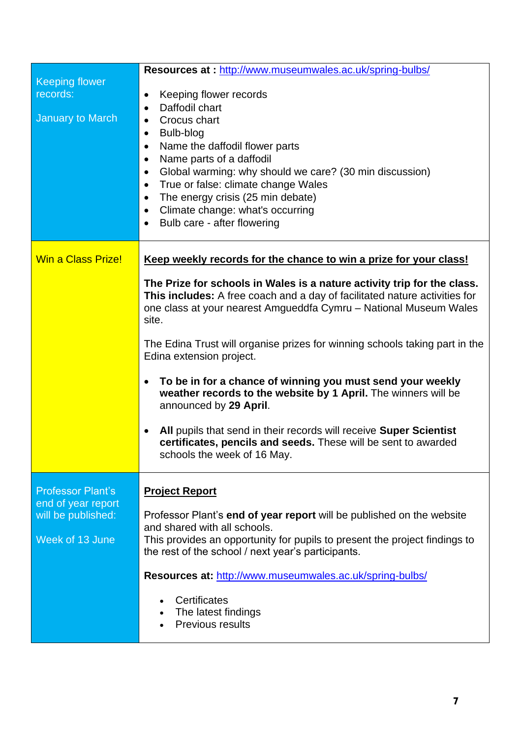| | |
|---|---|
| Keeping flower records:<br><br>January to March | **Resources at :** http://www.museumwales.ac.uk/spring-bulbs/<br><br>• Keeping flower records<br>• Daffodil chart<br>• Crocus chart<br>• Bulb-blog<br>• Name the daffodil flower parts<br>• Name parts of a daffodil<br>• Global warming: why should we care? (30 min discussion)<br>• True or false: climate change Wales<br>• The energy crisis (25 min debate)<br>• Climate change: what's occurring<br>• Bulb care - after flowering |
| Win a Class Prize! | **Keep weekly records for the chance to win a prize for your class!**<br><br>**The Prize for schools in Wales is a nature activity trip for the class. This includes:** A free coach and a day of facilitated nature activities for one class at your nearest Amgueddfa Cymru – National Museum Wales site.<br><br>The Edina Trust will organise prizes for winning schools taking part in the Edina extension project.<br><br>• **To be in for a chance of winning you must send your weekly weather records to the website by 1 April.** The winners will be announced by **29 April**.<br><br>• **All** pupils that send in their records will receive **Super Scientist certificates, pencils and seeds.** These will be sent to awarded schools the week of 16 May. |
| Professor Plant's end of year report will be published:<br><br>Week of 13 June | **Project Report**<br><br>Professor Plant's **end of year report** will be published on the website and shared with all schools.<br>This provides an opportunity for pupils to present the project findings to the rest of the school / next year's participants.<br><br>**Resources at:** http://www.museumwales.ac.uk/spring-bulbs/<br><br>• Certificates<br>• The latest findings<br>• Previous results |